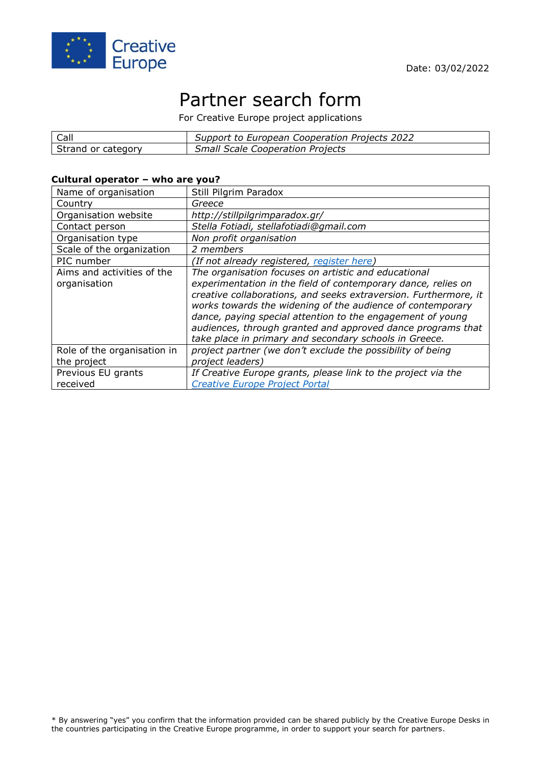Creative Europe

Date: 03/02/2022

# Partner search form

For Creative Europe project applications

| Call | *Support to European Cooperation Projects 2022* |
| --- | --- |
| Strand or category | *Small Scale Cooperation Projects* |

**Cultural operator – who are you?**

| Name of organisation | Still Pilgrim Paradox |
| --- | --- |
| Country | *Greece* |
| Organisation website | *http://stillpilgrimparadox.gr/* |
| Contact person | *Stella Fotiadi, stellafotiadi@gmail.com* |
| Organisation type | *Non profit organisation* |
| Scale of the organization | *2 members* |
| PIC number | *(If not already registered, register here)* |
| Aims and activities of the organisation | *The organisation focuses on artistic and educational experimentation in the field of contemporary dance, relies on creative collaborations, and seeks extraversion. Furthermore, it works towards the widening of the audience of contemporary dance, paying special attention to the engagement of young audiences, through granted and approved dance programs that take place in primary and secondary schools in Greece.* |
| Role of the organisation in the project | *project partner (we don't exclude the possibility of being project leaders)* |
| Previous EU grants received | *If Creative Europe grants, please link to the project via the Creative Europe Project Portal* |

* By answering "yes" you confirm that the information provided can be shared publicly by the Creative Europe Desks in the countries participating in the Creative Europe programme, in order to support your search for partners.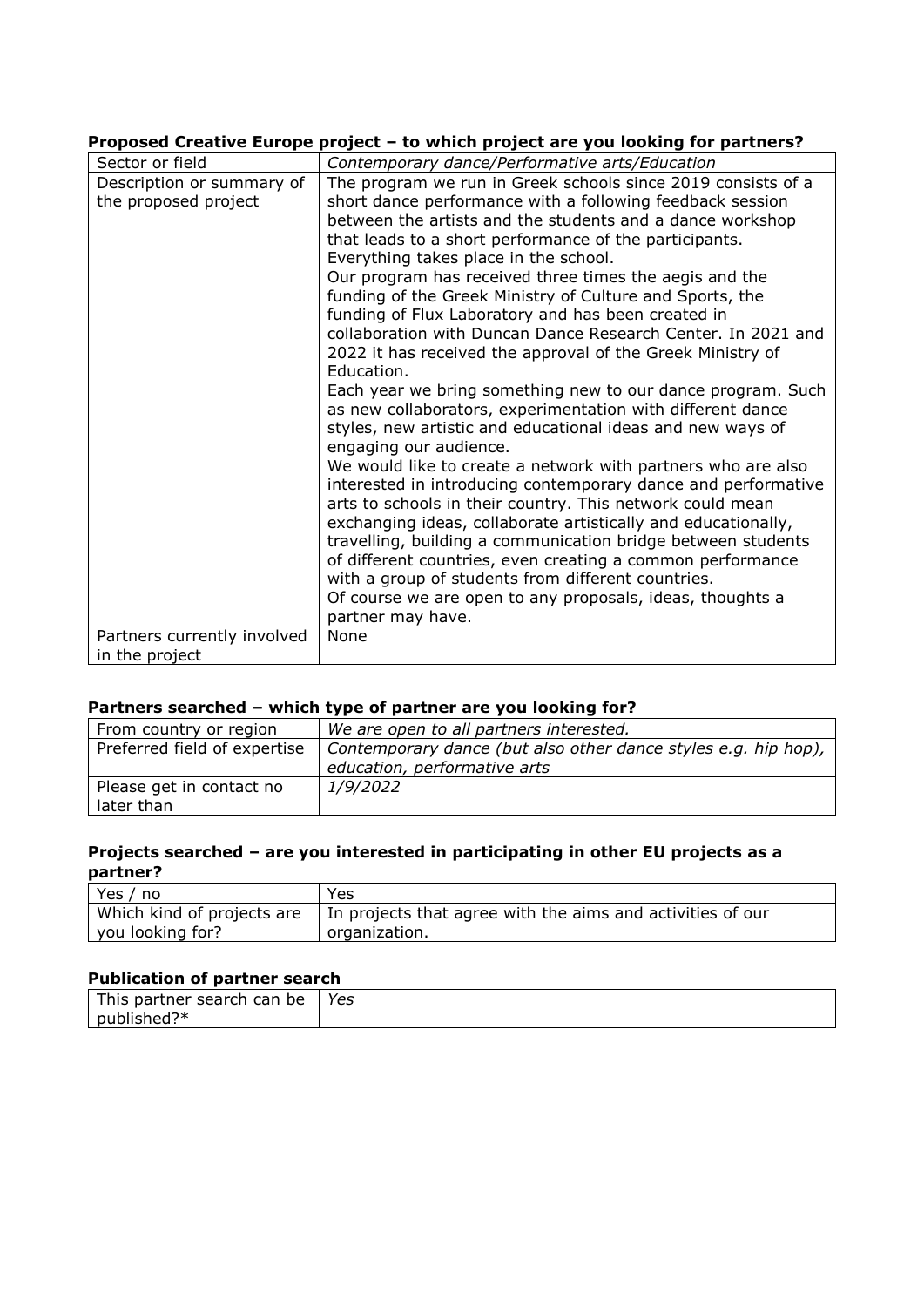### **Proposed Creative Europe project – to which project are you looking for partners?**

| | |
|---|---|
| Sector or field | *Contemporary dance/Performative arts/Education* |
| Description or summary of the proposed project | The program we run in Greek schools since 2019 consists of a short dance performance with a following feedback session between the artists and the students and a dance workshop that leads to a short performance of the participants. Everything takes place in the school.<br>Our program has received three times the aegis and the funding of the Greek Ministry of Culture and Sports, the funding of Flux Laboratory and has been created in collaboration with Duncan Dance Research Center. In 2021 and 2022 it has received the approval of the Greek Ministry of Education.<br>Each year we bring something new to our dance program. Such as new collaborators, experimentation with different dance styles, new artistic and educational ideas and new ways of engaging our audience.<br>We would like to create a network with partners who are also interested in introducing contemporary dance and performative arts to schools in their country. This network could mean exchanging ideas, collaborate artistically and educationally, travelling, building a communication bridge between students of different countries, even creating a common performance with a group of students from different countries.<br>Of course we are open to any proposals, ideas, thoughts a partner may have. |
| Partners currently involved in the project | None |

### **Partners searched – which type of partner are you looking for?**

| | |
|---|---|
| From country or region | *We are open to all partners interested.* |
| Preferred field of expertise | *Contemporary dance (but also other dance styles e.g. hip hop), education, performative arts* |
| Please get in contact no later than | *1/9/2022* |

### **Projects searched – are you interested in participating in other EU projects as a partner?**

| | |
|---|---|
| Yes / no | Yes |
| Which kind of projects are you looking for? | In projects that agree with the aims and activities of our organization. |

### **Publication of partner search**

| | |
|---|---|
| This partner search can be published?* | *Yes* |